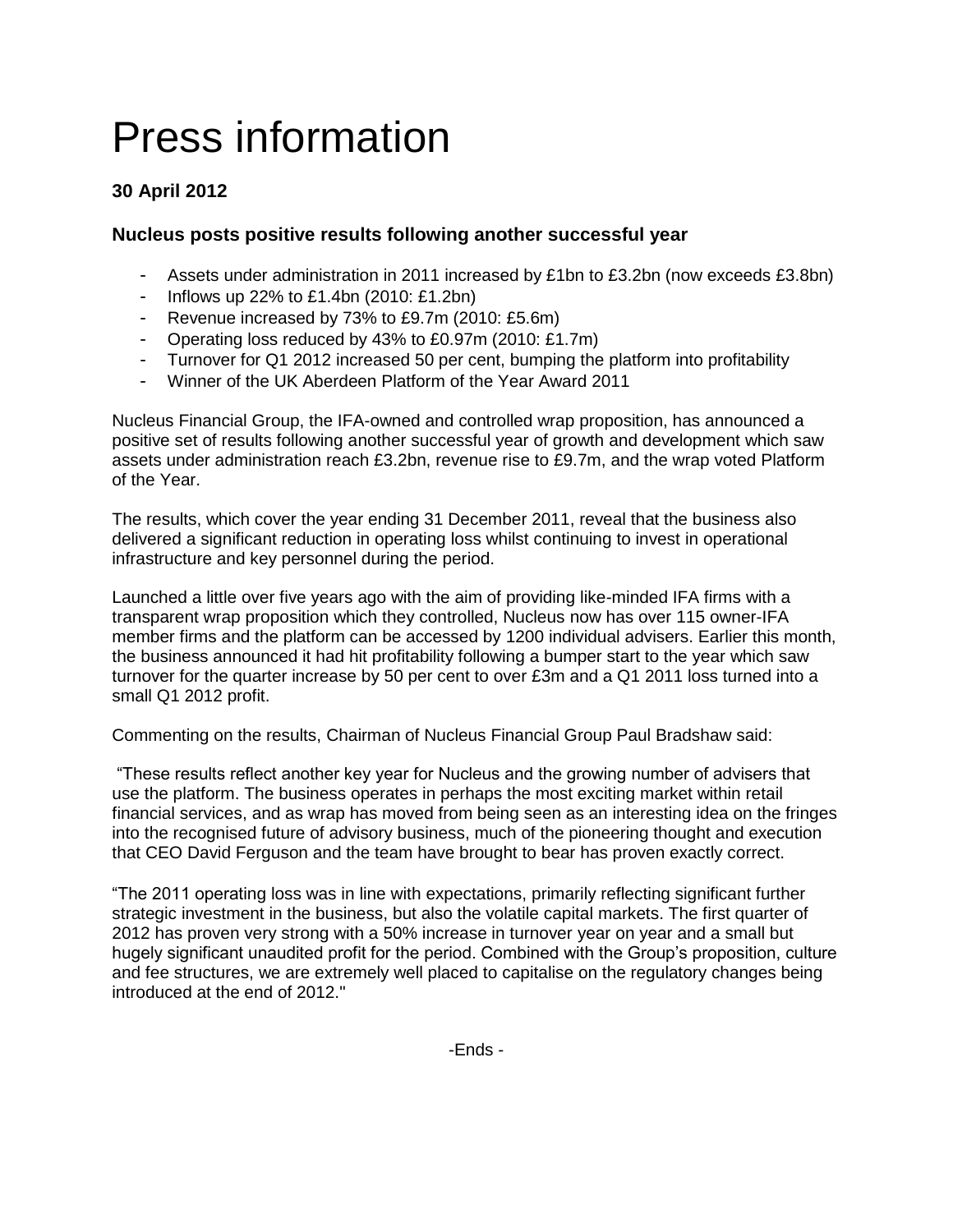# Press information

**30 April 2012**

### Nucleus posts positive results following another successful year

- Assets under administration in 2011 increased by £1bn to £3.2bn (now exceeds £3.8bn)
- Inflows up 22% to £1.4bn (2010: £1.2bn)
- Revenue increased by 73% to £9.7m (2010: £5.6m)
- Operating loss reduced by 43% to £0.97m (2010: £1.7m)
- Turnover for Q1 2012 increased 50 per cent, bumping the platform into profitability
- Winner of the UK Aberdeen Platform of the Year Award 2011

Nucleus Financial Group, the IFA-owned and controlled wrap proposition, has announced a positive set of results following another successful year of growth and development which saw assets under administration reach £3.2bn, revenue rise to £9.7m, and the wrap voted Platform of the Year.

The results, which cover the year ending 31 December 2011, reveal that the business also delivered a significant reduction in operating loss whilst continuing to invest in operational infrastructure and key personnel during the period.

Launched a little over five years ago with the aim of providing like-minded IFA firms with a transparent wrap proposition which they controlled, Nucleus now has over 115 owner-IFA member firms and the platform can be accessed by 1200 individual advisers. Earlier this month, the business announced it had hit profitability following a bumper start to the year which saw turnover for the quarter increase by 50 per cent to over £3m and a Q1 2011 loss turned into a small Q1 2012 profit.

Commenting on the results, Chairman of Nucleus Financial Group Paul Bradshaw said:

"These results reflect another key year for Nucleus and the growing number of advisers that use the platform. The business operates in perhaps the most exciting market within retail financial services, and as wrap has moved from being seen as an interesting idea on the fringes into the recognised future of advisory business, much of the pioneering thought and execution that CEO David Ferguson and the team have brought to bear has proven exactly correct.

"The 2011 operating loss was in line with expectations, primarily reflecting significant further strategic investment in the business, but also the volatile capital markets. The first quarter of 2012 has proven very strong with a 50% increase in turnover year on year and a small but hugely significant unaudited profit for the period. Combined with the Group's proposition, culture and fee structures, we are extremely well placed to capitalise on the regulatory changes being introduced at the end of 2012."

-Ends -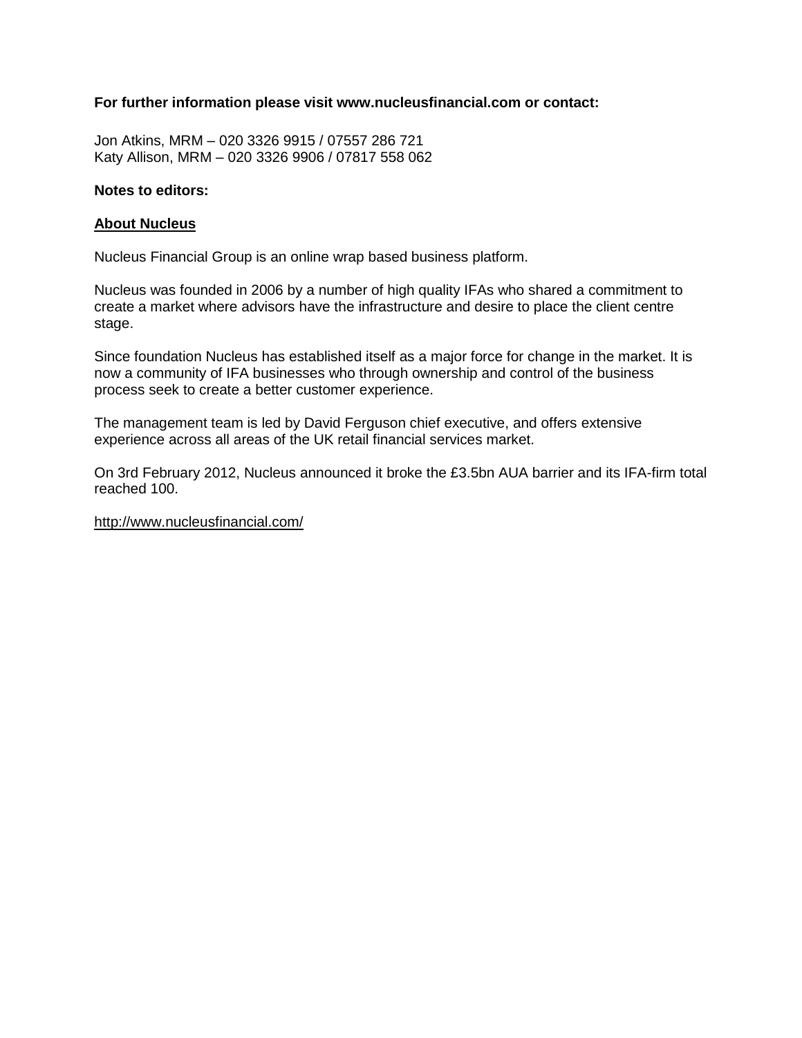**For further information please visit www.nucleusfinancial.com or contact:**

Jon Atkins, MRM – 020 3326 9915 / 07557 286 721
Katy Allison, MRM – 020 3326 9906 / 07817 558 062

**Notes to editors:**

**About Nucleus**

Nucleus Financial Group is an online wrap based business platform.

Nucleus was founded in 2006 by a number of high quality IFAs who shared a commitment to create a market where advisors have the infrastructure and desire to place the client centre stage.

Since foundation Nucleus has established itself as a major force for change in the market. It is now a community of IFA businesses who through ownership and control of the business process seek to create a better customer experience.

The management team is led by David Ferguson chief executive, and offers extensive experience across all areas of the UK retail financial services market.

On 3rd February 2012, Nucleus announced it broke the £3.5bn AUA barrier and its IFA-firm total reached 100.

http://www.nucleusfinancial.com/